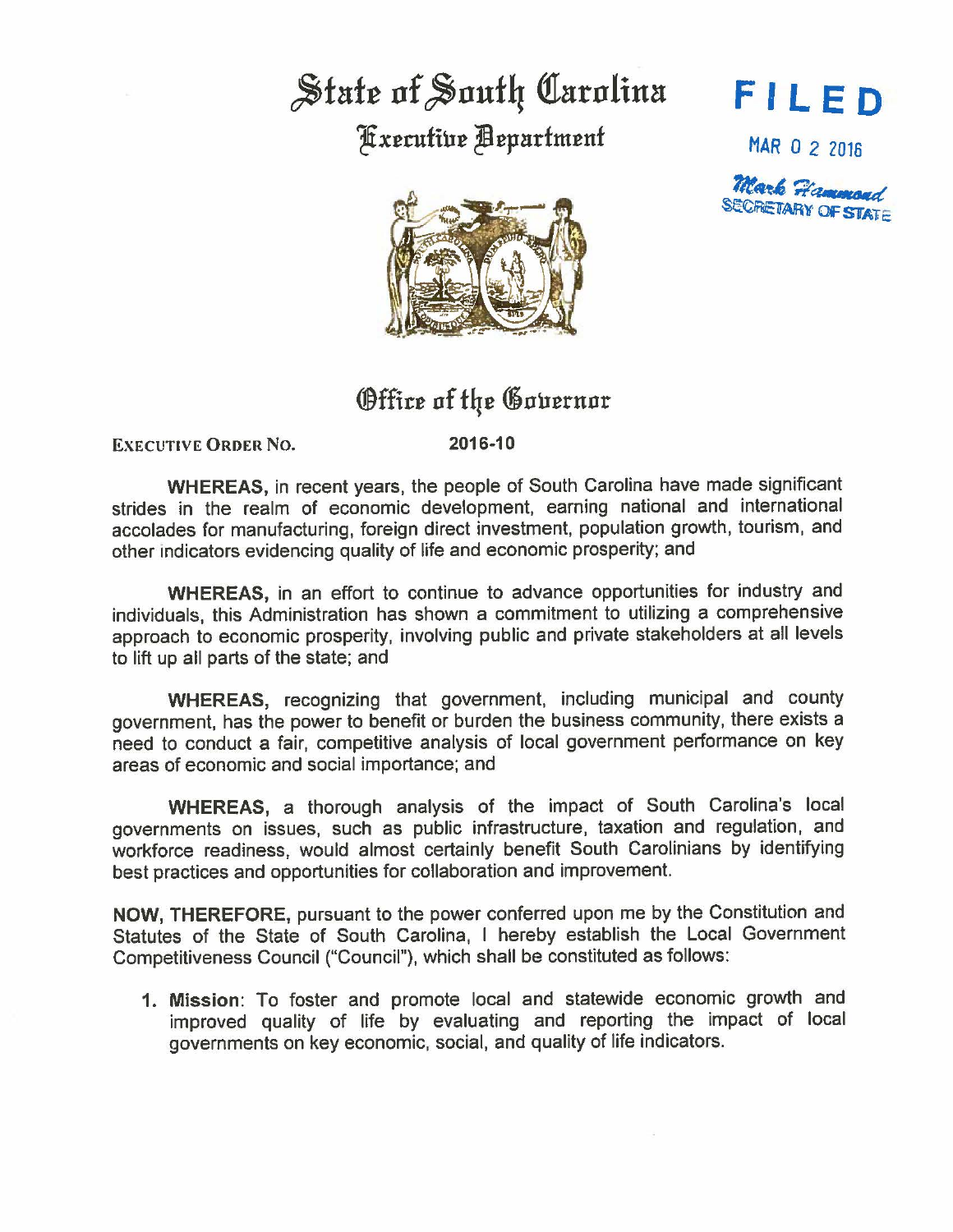# State of South Carolina

## Executive Department

**FILED**

MAR 0 2 2016

Mark Hammond
SECRETARY OF STATE

## Office of the Governor

EXECUTIVE ORDER NO. **2016-10**

**WHEREAS,** in recent years, the people of South Carolina have made significant strides in the realm of economic development, earning national and international accolades for manufacturing, foreign direct investment, population growth, tourism, and other indicators evidencing quality of life and economic prosperity; and

**WHEREAS,** in an effort to continue to advance opportunities for industry and individuals, this Administration has shown a commitment to utilizing a comprehensive approach to economic prosperity, involving public and private stakeholders at all levels to lift up all parts of the state; and

**WHEREAS,** recognizing that government, including municipal and county government, has the power to benefit or burden the business community, there exists a need to conduct a fair, competitive analysis of local government performance on key areas of economic and social importance; and

**WHEREAS,** a thorough analysis of the impact of South Carolina's local governments on issues, such as public infrastructure, taxation and regulation, and workforce readiness, would almost certainly benefit South Carolinians by identifying best practices and opportunities for collaboration and improvement.

**NOW, THEREFORE,** pursuant to the power conferred upon me by the Constitution and Statutes of the State of South Carolina, I hereby establish the Local Government Competitiveness Council ("Council"), which shall be constituted as follows:

1. **Mission**: To foster and promote local and statewide economic growth and improved quality of life by evaluating and reporting the impact of local governments on key economic, social, and quality of life indicators.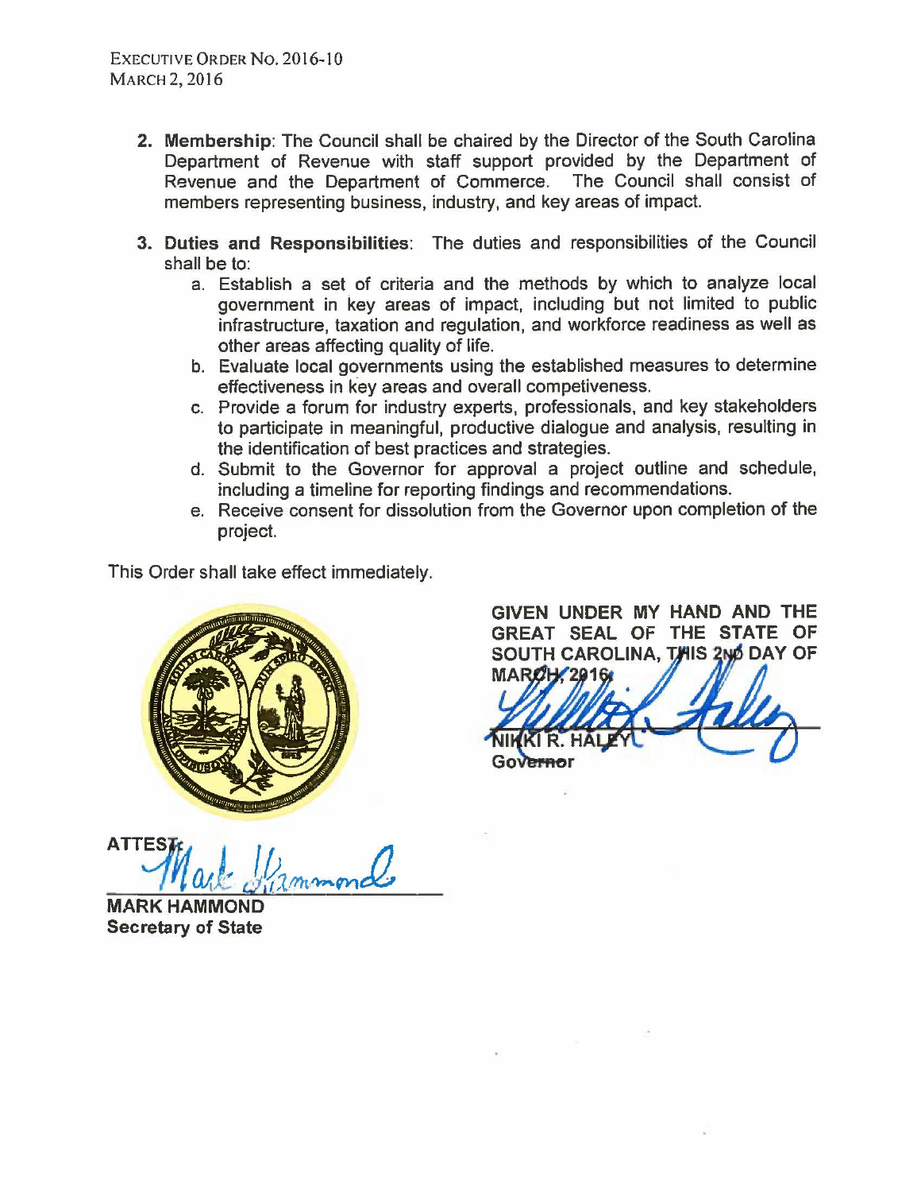2. **Membership**: The Council shall be chaired by the Director of the South Carolina Department of Revenue with staff support provided by the Department of Revenue and the Department of Commerce. The Council shall consist of members representing business, industry, and key areas of impact.

3. **Duties and Responsibilities**: The duties and responsibilities of the Council shall be to:
   a. Establish a set of criteria and the methods by which to analyze local government in key areas of impact, including but not limited to public infrastructure, taxation and regulation, and workforce readiness as well as other areas affecting quality of life.
   b. Evaluate local governments using the established measures to determine effectiveness in key areas and overall competiveness.
   c. Provide a forum for industry experts, professionals, and key stakeholders to participate in meaningful, productive dialogue and analysis, resulting in the identification of best practices and strategies.
   d. Submit to the Governor for approval a project outline and schedule, including a timeline for reporting findings and recommendations.
   e. Receive consent for dissolution from the Governor upon completion of the project.

This Order shall take effect immediately.

**GIVEN UNDER MY HAND AND THE GREAT SEAL OF THE STATE OF SOUTH CAROLINA, THIS 2ND DAY OF MARCH, 2016.**

**NIKKI R. HALEY**
**Governor**

**ATTEST:**

**MARK HAMMOND**
**Secretary of State**